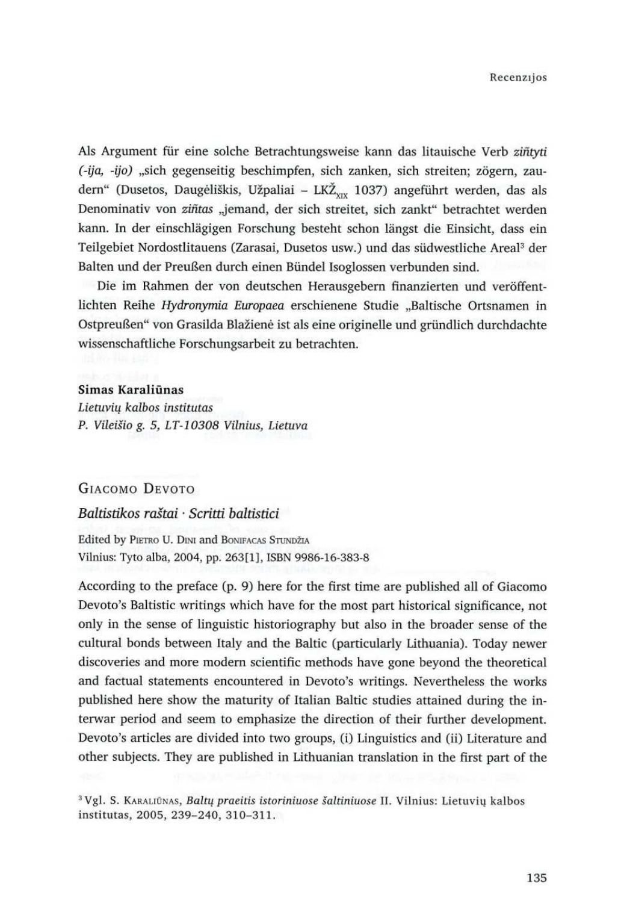Als Argument für eine solche Betrachtungsweise kann das litauische Verb *zir̃tyti (-ija, -ijo)* „sich gegenseitig beschimpfen, sich zanken, sich streiten; zögern, zaudern" (Dusetos, Daugėliškis, Užpaliai – $\text{LKŽ}_{\text{XIX}}$ 1037) angeführt werden, das als Denominativ von *zir̃tas* „jemand, der sich streitet, sich zankt" betrachtet werden kann. In der einschlägigen Forschung besteht schon längst die Einsicht, dass ein Teilgebiet Nordostlitauens (Zarasai, Dusetos usw.) und das südwestliche Areal[3] der Balten und der Preußen durch einen Bündel Isoglossen verbunden sind.

Die im Rahmen der von deutschen Herausgebern finanzierten und veröffentlichten Reihe *Hydronymia Europaea* erschienene Studie „Baltische Ortsnamen in Ostpreußen" von Grasilda Blažienė ist als eine originelle und gründlich durchdachte wissenschaftliche Forschungsarbeit zu betrachten.

**Simas Karaliūnas**
*Lietuvių kalbos institutas*
*P. Vileišio g. 5, LT-10308 Vilnius, Lietuva*

## Giacomo Devoto

### *Baltistikos raštai · Scritti baltistici*

Edited by Pietro U. Dini and Bonifacas Stundžia
Vilnius: Tyto alba, 2004, pp. 263[1], ISBN 9986-16-383-8

According to the preface (p. 9) here for the first time are published all of Giacomo Devoto's Baltistic writings which have for the most part historical significance, not only in the sense of linguistic historiography but also in the broader sense of the cultural bonds between Italy and the Baltic (particularly Lithuania). Today newer discoveries and more modern scientific methods have gone beyond the theoretical and factual statements encountered in Devoto's writings. Nevertheless the works published here show the maturity of Italian Baltic studies attained during the interwar period and seem to emphasize the direction of their further development. Devoto's articles are divided into two groups, (i) Linguistics and (ii) Literature and other subjects. They are published in Lithuanian translation in the first part of the

[3] Vgl. S. Karaliūnas, *Baltų praeitis istoriniuose šaltiniuose* II. Vilnius: Lietuvių kalbos institutas, 2005, 239–240, 310–311.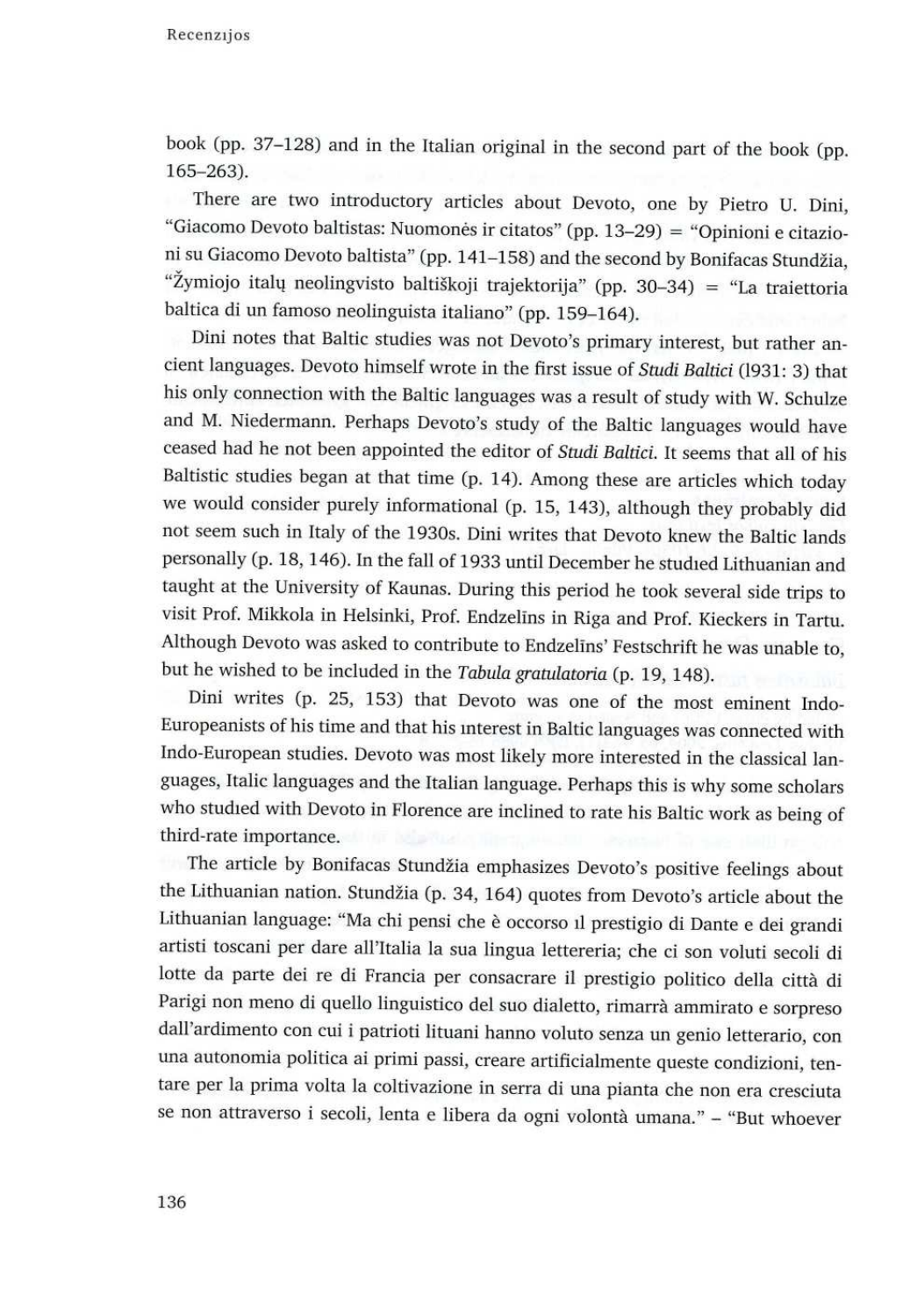book (pp. 37–128) and in the Italian original in the second part of the book (pp. 165–263).

There are two introductory articles about Devoto, one by Pietro U. Dini, "Giacomo Devoto baltistas: Nuomonės ir citatos" (pp. 13–29) = "Opinioni e citazioni su Giacomo Devoto baltista" (pp. 141–158) and the second by Bonifacas Stundžia, "Žymiojo italų neolingvisto baltiškoji trajektorija" (pp. 30–34) = "La traiettoria baltica di un famoso neolinguista italiano" (pp. 159–164).

Dini notes that Baltic studies was not Devoto's primary interest, but rather ancient languages. Devoto himself wrote in the first issue of *Studi Baltici* (1931: 3) that his only connection with the Baltic languages was a result of study with W. Schulze and M. Niedermann. Perhaps Devoto's study of the Baltic languages would have ceased had he not been appointed the editor of *Studi Baltici*. It seems that all of his Baltistic studies began at that time (p. 14). Among these are articles which today we would consider purely informational (p. 15, 143), although they probably did not seem such in Italy of the 1930s. Dini writes that Devoto knew the Baltic lands personally (p. 18, 146). In the fall of 1933 until December he studied Lithuanian and taught at the University of Kaunas. During this period he took several side trips to visit Prof. Mikkola in Helsinki, Prof. Endzelīns in Riga and Prof. Kieckers in Tartu. Although Devoto was asked to contribute to Endzelīns' Festschrift he was unable to, but he wished to be included in the *Tabula gratulatoria* (p. 19, 148).

Dini writes (p. 25, 153) that Devoto was one of the most eminent Indo-Europeanists of his time and that his interest in Baltic languages was connected with Indo-European studies. Devoto was most likely more interested in the classical languages, Italic languages and the Italian language. Perhaps this is why some scholars who studied with Devoto in Florence are inclined to rate his Baltic work as being of third-rate importance.

The article by Bonifacas Stundžia emphasizes Devoto's positive feelings about the Lithuanian nation. Stundžia (p. 34, 164) quotes from Devoto's article about the Lithuanian language: "Ma chi pensi che è occorso il prestigio di Dante e dei grandi artisti toscani per dare all'Italia la sua lingua lettereria; che ci son voluti secoli di lotte da parte dei re di Francia per consacrare il prestigio politico della città di Parigi non meno di quello linguistico del suo dialetto, rimarrà ammirato e sorpreso dall'ardimento con cui i patrioti lituani hanno voluto senza un genio letterario, con una autonomia politica ai primi passi, creare artificialmente queste condizioni, tentare per la prima volta la coltivazione in serra di una pianta che non era cresciuta se non attraverso i secoli, lenta e libera da ogni volontà umana." – "But whoever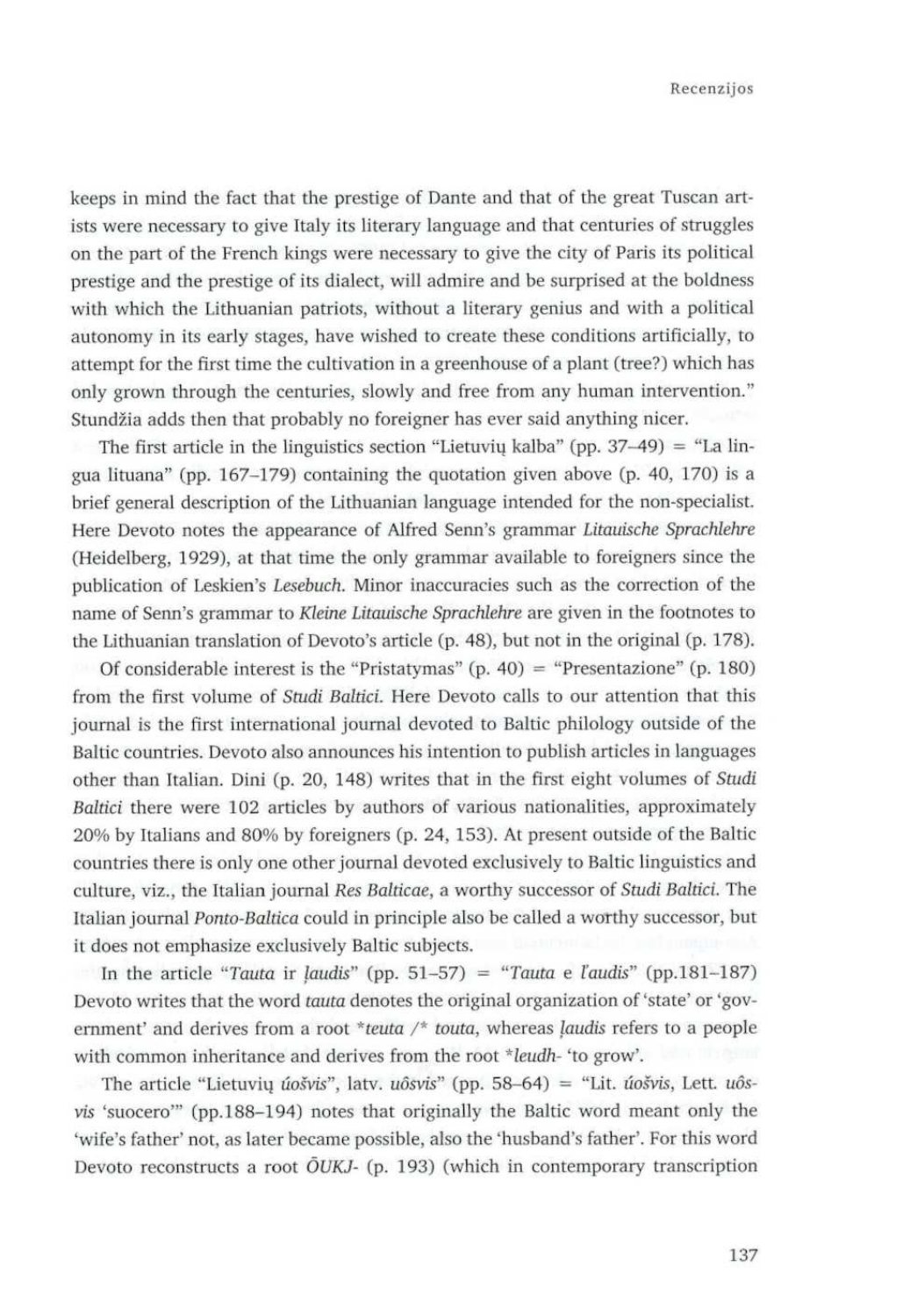keeps in mind the fact that the prestige of Dante and that of the great Tuscan artists were necessary to give Italy its literary language and that centuries of struggles on the part of the French kings were necessary to give the city of Paris its political prestige and the prestige of its dialect, will admire and be surprised at the boldness with which the Lithuanian patriots, without a literary genius and with a political autonomy in its early stages, have wished to create these conditions artificially, to attempt for the first time the cultivation in a greenhouse of a plant (tree?) which has only grown through the centuries, slowly and free from any human intervention." Stundžia adds then that probably no foreigner has ever said anything nicer.

The first article in the linguistics section "Lietuvių kalba" (pp. 37–49) = "La lingua lituana" (pp. 167–179) containing the quotation given above (p. 40, 170) is a brief general description of the Lithuanian language intended for the non-specialist. Here Devoto notes the appearance of Alfred Senn's grammar *Litauische Sprachlehre* (Heidelberg, 1929), at that time the only grammar available to foreigners since the publication of Leskien's *Lesebuch*. Minor inaccuracies such as the correction of the name of Senn's grammar to *Kleine Litauische Sprachlehre* are given in the footnotes to the Lithuanian translation of Devoto's article (p. 48), but not in the original (p. 178).

Of considerable interest is the "Pristatymas" (p. 40) = "Presentazione" (p. 180) from the first volume of *Studi Baltici*. Here Devoto calls to our attention that this journal is the first international journal devoted to Baltic philology outside of the Baltic countries. Devoto also announces his intention to publish articles in languages other than Italian. Dini (p. 20, 148) writes that in the first eight volumes of *Studi Baltici* there were 102 articles by authors of various nationalities, approximately 20% by Italians and 80% by foreigners (p. 24, 153). At present outside of the Baltic countries there is only one other journal devoted exclusively to Baltic linguistics and culture, viz., the Italian journal *Res Balticae*, a worthy successor of *Studi Baltici*. The Italian journal *Ponto-Baltica* could in principle also be called a worthy successor, but it does not emphasize exclusively Baltic subjects.

In the article "*Tauta* ir *ļaudis*" (pp. 51–57) = "*Tauta* e *ľaudis*" (pp.181–187) Devoto writes that the word *tauta* denotes the original organization of 'state' or 'government' and derives from a root *\*teuta /\* touta*, whereas *ļaudis* refers to a people with common inheritance and derives from the root *\*leudh-* 'to grow'.

The article "Lietuvių *úošvis*", latv. *uôsvis*" (pp. 58–64) = "Lit. *úošvis*, Lett. *uôsvis* 'suocero'" (pp.188–194) notes that originally the Baltic word meant only the 'wife's father' not, as later became possible, also the 'husband's father'. For this word Devoto reconstructs a root *ŌUKJ-* (p. 193) (which in contemporary transcription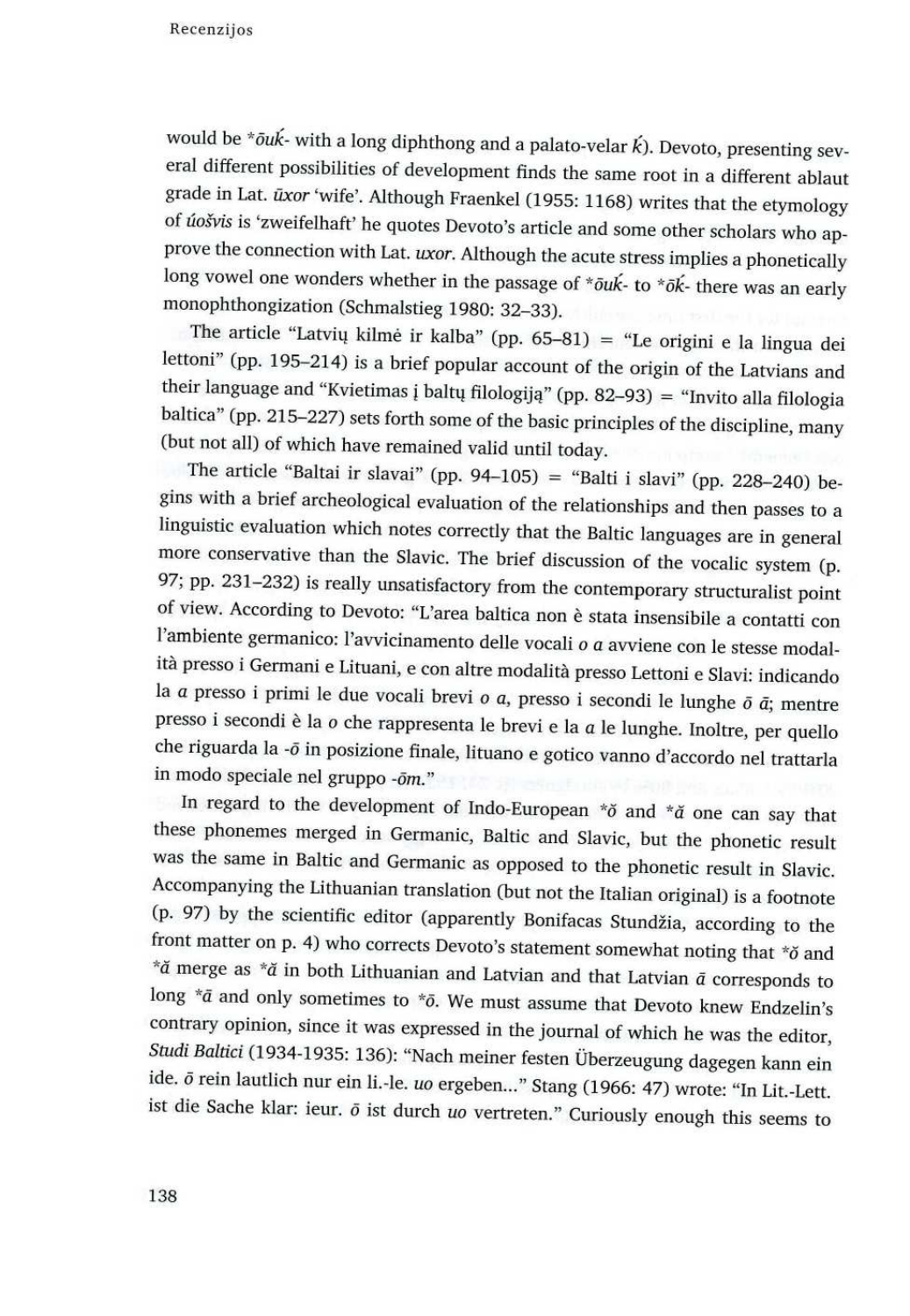would be **ōuḱ-* with a long diphthong and a palato-velar *ḱ*). Devoto, presenting several different possibilities of development finds the same root in a different ablaut grade in Lat. *ūxor* 'wife'. Although Fraenkel (1955: 1168) writes that the etymology of *úošvis* is 'zweifelhaft' he quotes Devoto's article and some other scholars who approve the connection with Lat. *uxor*. Although the acute stress implies a phonetically long vowel one wonders whether in the passage of **ōuḱ-* to **ōḱ-* there was an early monophthongization (Schmalstieg 1980: 32–33).

The article "Latvių kilmė ir kalba" (pp. 65–81) = "Le origini e la lingua dei lettoni" (pp. 195–214) is a brief popular account of the origin of the Latvians and their language and "Kvietimas į baltų filologiją" (pp. 82–93) = "Invito alla filologia baltica" (pp. 215–227) sets forth some of the basic principles of the discipline, many (but not all) of which have remained valid until today.

The article "Baltai ir slavai" (pp. 94–105) = "Balti i slavi" (pp. 228–240) begins with a brief archeological evaluation of the relationships and then passes to a linguistic evaluation which notes correctly that the Baltic languages are in general more conservative than the Slavic. The brief discussion of the vocalic system (p. 97; pp. 231–232) is really unsatisfactory from the contemporary structuralist point of view. According to Devoto: "L'area baltica non è stata insensibile a contatti con l'ambiente germanico: l'avvicinamento delle vocali *o a* avviene con le stesse modalità presso i Germani e Lituani, e con altre modalità presso Lettoni e Slavi: indicando la *a* presso i primi le due vocali brevi *o a*, presso i secondi le lunghe *ō ā*; mentre presso i secondi è la *o* che rappresenta le brevi e la *a* le lunghe. Inoltre, per quello che riguarda la *-ō* in posizione finale, lituano e gotico vanno d'accordo nel trattarla in modo speciale nel gruppo *-ōm*."

In regard to the development of Indo-European **ŏ* and **ă* one can say that these phonemes merged in Germanic, Baltic and Slavic, but the phonetic result was the same in Baltic and Germanic as opposed to the phonetic result in Slavic. Accompanying the Lithuanian translation (but not the Italian original) is a footnote (p. 97) by the scientific editor (apparently Bonifacas Stundžia, according to the front matter on p. 4) who corrects Devoto's statement somewhat noting that **ŏ* and **ă* merge as **ă* in both Lithuanian and Latvian and that Latvian *ā* corresponds to long **ā* and only sometimes to **ō*. We must assume that Devoto knew Endzelin's contrary opinion, since it was expressed in the journal of which he was the editor, *Studi Baltici* (1934-1935: 136): "Nach meiner festen Überzeugung dagegen kann ein ide. *ō* rein lautlich nur ein li.-le. *uo* ergeben..." Stang (1966: 47) wrote: "In Lit.-Lett. ist die Sache klar: ieur. *ō* ist durch *uo* vertreten." Curiously enough this seems to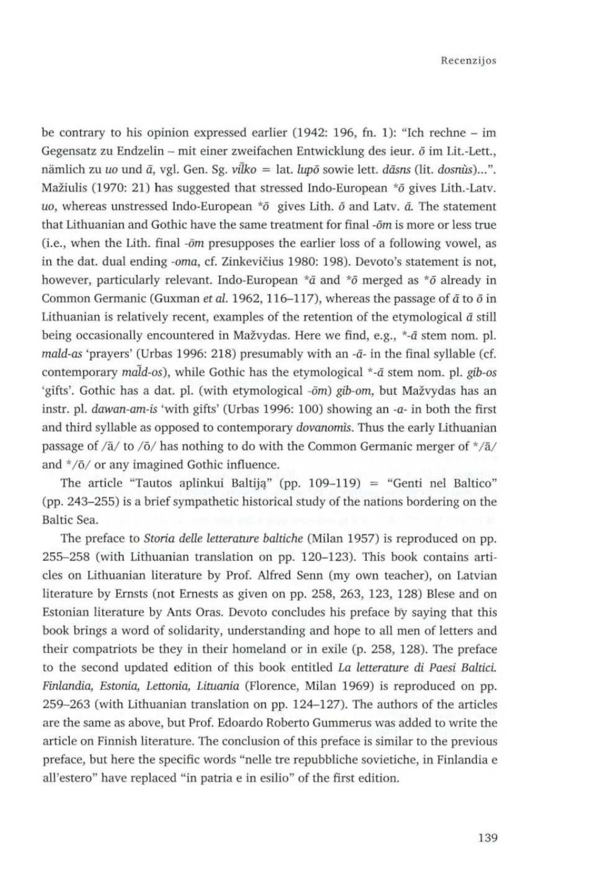be contrary to his opinion expressed earlier (1942: 196, fn. 1): "Ich rechne – im Gegensatz zu Endzelin – mit einer zweifachen Entwicklung des ieur. ō im Lit.-Lett., nämlich zu *uo* und *ā*, vgl. Gen. Sg. *vil̃ko* = lat. *lupō* sowie lett. *dāsns* (lit. *dosnùs*)...". Mažiulis (1970: 21) has suggested that stressed Indo-European *ō gives Lith.-Latv. *uo*, whereas unstressed Indo-European *ō gives Lith. *ō* and Latv. *ā*. The statement that Lithuanian and Gothic have the same treatment for final *-ōm* is more or less true (i.e., when the Lith. final *-ōm* presupposes the earlier loss of a following vowel, as in the dat. dual ending *-oma*, cf. Zinkevičius 1980: 198). Devoto's statement is not, however, particularly relevant. Indo-European *ā and *ō merged as *ō already in Common Germanic (Guxman *et al.* 1962, 116–117), whereas the passage of *ā* to *ō* in Lithuanian is relatively recent, examples of the retention of the etymological *ā* still being occasionally encountered in Mažvydas. Here we find, e.g., *-ā stem nom. pl. *mald-as* 'prayers' (Urbas 1996: 218) presumably with an *-ā-* in the final syllable (cf. contemporary *mal̃d-os*), while Gothic has the etymological *-ā stem nom. pl. *gib-os* 'gifts'. Gothic has a dat. pl. (with etymological *-ōm*) *gib-om*, but Mažvydas has an instr. pl. *dawan-am-is* 'with gifts' (Urbas 1996: 100) showing an *-a-* in both the first and third syllable as opposed to contemporary *dovanomìs*. Thus the early Lithuanian passage of /ā/ to /ō/ has nothing to do with the Common Germanic merger of */ā/ and */ō/ or any imagined Gothic influence.

The article "Tautos aplinkui Baltiją" (pp. 109–119) = "Genti nel Baltico" (pp. 243–255) is a brief sympathetic historical study of the nations bordering on the Baltic Sea.

The preface to *Storia delle letterature baltiche* (Milan 1957) is reproduced on pp. 255–258 (with Lithuanian translation on pp. 120–123). This book contains articles on Lithuanian literature by Prof. Alfred Senn (my own teacher), on Latvian literature by Ernsts (not Ernests as given on pp. 258, 263, 123, 128) Blese and on Estonian literature by Ants Oras. Devoto concludes his preface by saying that this book brings a word of solidarity, understanding and hope to all men of letters and their compatriots be they in their homeland or in exile (p. 258, 128). The preface to the second updated edition of this book entitled *La letterature di Paesi Baltici. Finlandia, Estonia, Lettonia, Lituania* (Florence, Milan 1969) is reproduced on pp. 259–263 (with Lithuanian translation on pp. 124–127). The authors of the articles are the same as above, but Prof. Edoardo Roberto Gummerus was added to write the article on Finnish literature. The conclusion of this preface is similar to the previous preface, but here the specific words "nelle tre repubbliche sovietiche, in Finlandia e all'estero" have replaced "in patria e in esilio" of the first edition.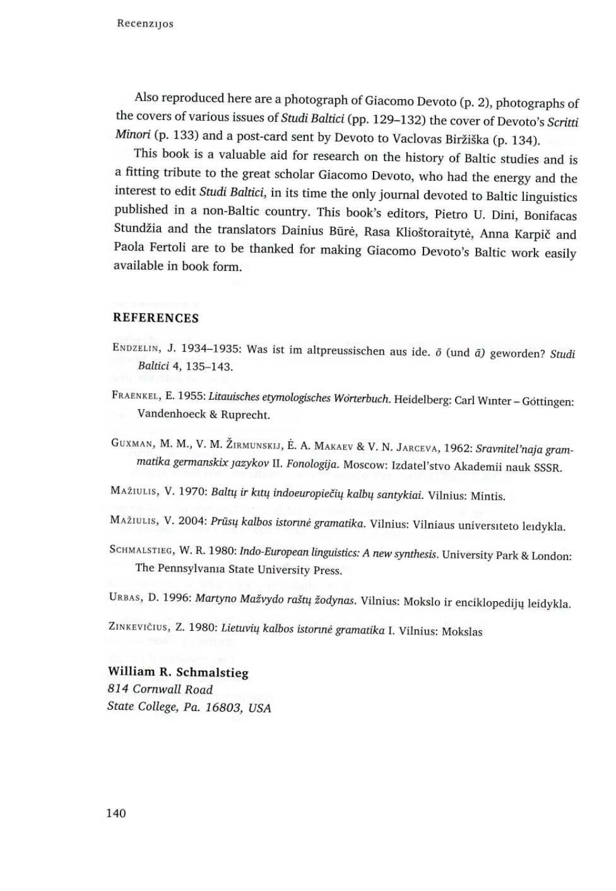Also reproduced here are a photograph of Giacomo Devoto (p. 2), photographs of the covers of various issues of *Studi Baltici* (pp. 129–132) the cover of Devoto's *Scritti Minori* (p. 133) and a post-card sent by Devoto to Vaclovas Biržiška (p. 134).

This book is a valuable aid for research on the history of Baltic studies and is a fitting tribute to the great scholar Giacomo Devoto, who had the energy and the interest to edit *Studi Baltici*, in its time the only journal devoted to Baltic linguistics published in a non-Baltic country. This book's editors, Pietro U. Dini, Bonifacas Stundžia and the translators Dainius Būrė, Rasa Kliošoraitytė, Anna Karpič and Paola Fertoli are to be thanked for making Giacomo Devoto's Baltic work easily available in book form.

## REFERENCES

Endzelin, J. 1934–1935: Was ist im altpreussischen aus ide. *ō* (und *ā*) geworden? *Studi Baltici* 4, 135–143.

Fraenkel, E. 1955: *Litauisches etymologisches Wörterbuch*. Heidelberg: Carl Winter – Göttingen: Vandenhoeck & Ruprecht.

Guxman, M. M., V. M. Žirmunskij, Ė. A. Makaev & V. N. Jarceva, 1962: *Sravnitel'naja grammatika germanskix jazykov* II. *Fonologija*. Moscow: Izdatel'stvo Akademii nauk SSSR.

Mažiulis, V. 1970: *Baltų ir kitų indoeuropiečių kalbų santykiai*. Vilnius: Mintis.

Mažiulis, V. 2004: *Prūsų kalbos istorinė gramatika*. Vilnius: Vilniaus universiteto leidykla.

Schmalstieg, W. R. 1980: *Indo-European linguistics: A new synthesis*. University Park & London: The Pennsylvania State University Press.

Urbas, D. 1996: *Martyno Mažvydo raštų žodynas*. Vilnius: Mokslo ir enciklopedijų leidykla.

Zinkevičius, Z. 1980: *Lietuvių kalbos istorinė gramatika* I. Vilnius: Mokslas

**William R. Schmalstieg**
*814 Cornwall Road*
*State College, Pa. 16803, USA*